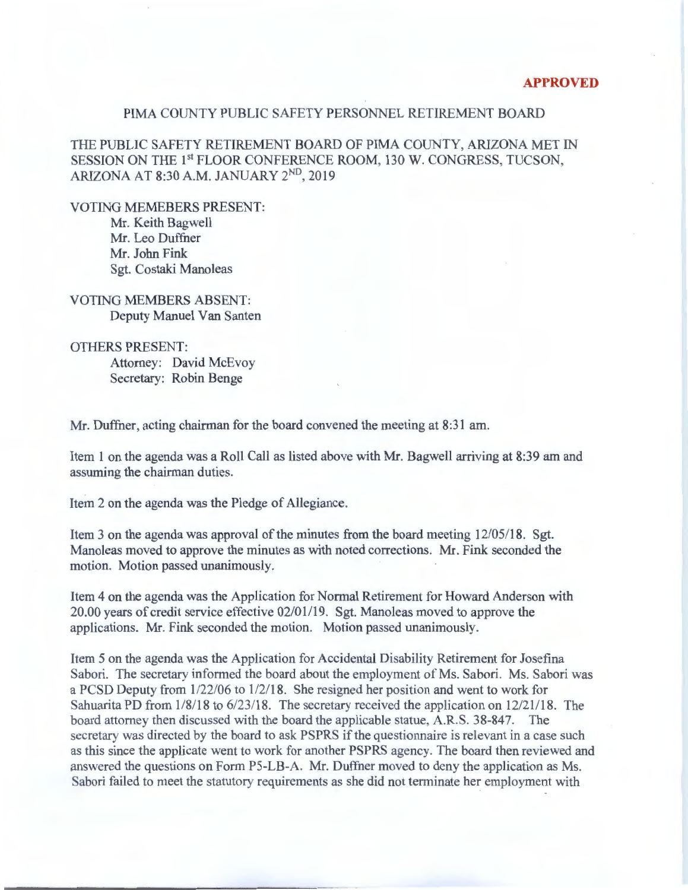**APPROVED**

PIMA COUNTY PUBLIC SAFETY PERSONNEL RETIREMENT BOARD

THE PUBLIC SAFETY RETIREMENT BOARD OF PIMA COUNTY, ARIZONA MET IN SESSION ON THE 1st FLOOR CONFERENCE ROOM, 130 W. CONGRESS, TUCSON, ARIZONA AT 8:30 A.M. JANUARY 2ND, 2019

VOTING MEMEBERS PRESENT:
- Mr. Keith Bagwell
- Mr. Leo Duffner
- Mr. John Fink
- Sgt. Costaki Manoleas

VOTING MEMBERS ABSENT:
- Deputy Manuel Van Santen

OTHERS PRESENT:
- Attorney: David McEvoy
- Secretary: Robin Benge

Mr. Duffner, acting chairman for the board convened the meeting at 8:31 am.

Item 1 on the agenda was a Roll Call as listed above with Mr. Bagwell arriving at 8:39 am and assuming the chairman duties.

Item 2 on the agenda was the Pledge of Allegiance.

Item 3 on the agenda was approval of the minutes from the board meeting 12/05/18. Sgt. Manoleas moved to approve the minutes as with noted corrections. Mr. Fink seconded the motion. Motion passed unanimously.

Item 4 on the agenda was the Application for Normal Retirement for Howard Anderson with 20.00 years of credit service effective 02/01/19. Sgt. Manoleas moved to approve the applications. Mr. Fink seconded the motion. Motion passed unanimously.

Item 5 on the agenda was the Application for Accidental Disability Retirement for Josefina Sabori. The secretary informed the board about the employment of Ms. Sabori. Ms. Sabori was a PCSD Deputy from 1/22/06 to 1/2/18. She resigned her position and went to work for Sahuarita PD from 1/8/18 to 6/23/18. The secretary received the application on 12/21/18. The board attorney then discussed with the board the applicable statue, A.R.S. 38-847. The secretary was directed by the board to ask PSPRS if the questionnaire is relevant in a case such as this since the applicate went to work for another PSPRS agency. The board then reviewed and answered the questions on Form P5-LB-A. Mr. Duffner moved to deny the application as Ms. Sabori failed to meet the statutory requirements as she did not terminate her employment with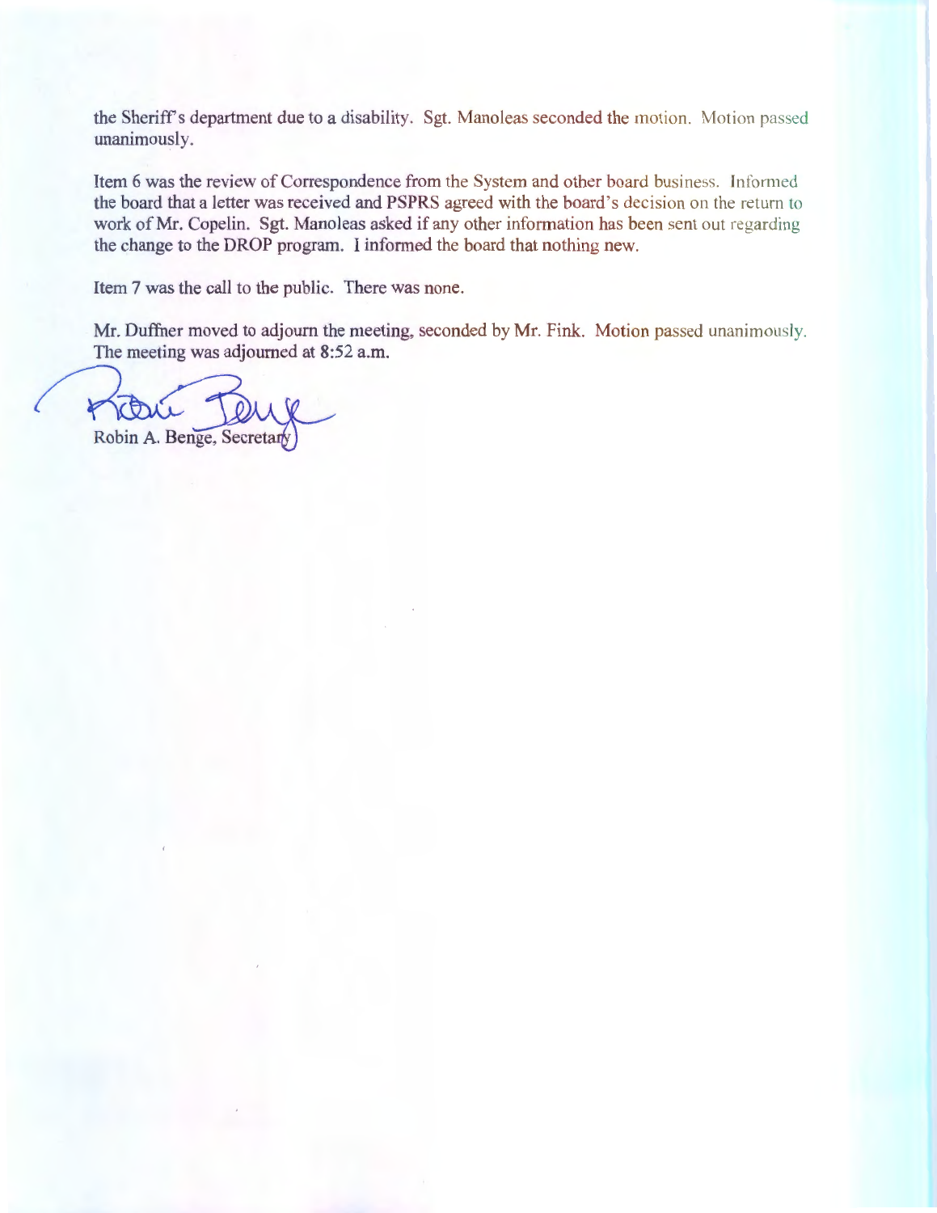the Sheriff's department due to a disability. Sgt. Manoleas seconded the motion. Motion passed unanimously.

Item 6 was the review of Correspondence from the System and other board business. Informed the board that a letter was received and PSPRS agreed with the board's decision on the return to work of Mr. Copelin. Sgt. Manoleas asked if any other information has been sent out regarding the change to the DROP program. I informed the board that nothing new.

Item 7 was the call to the public. There was none.

Mr. Duffner moved to adjourn the meeting, seconded by Mr. Fink. Motion passed unanimously. The meeting was adjourned at 8:52 a.m.

Robin A. Benge, Secretary